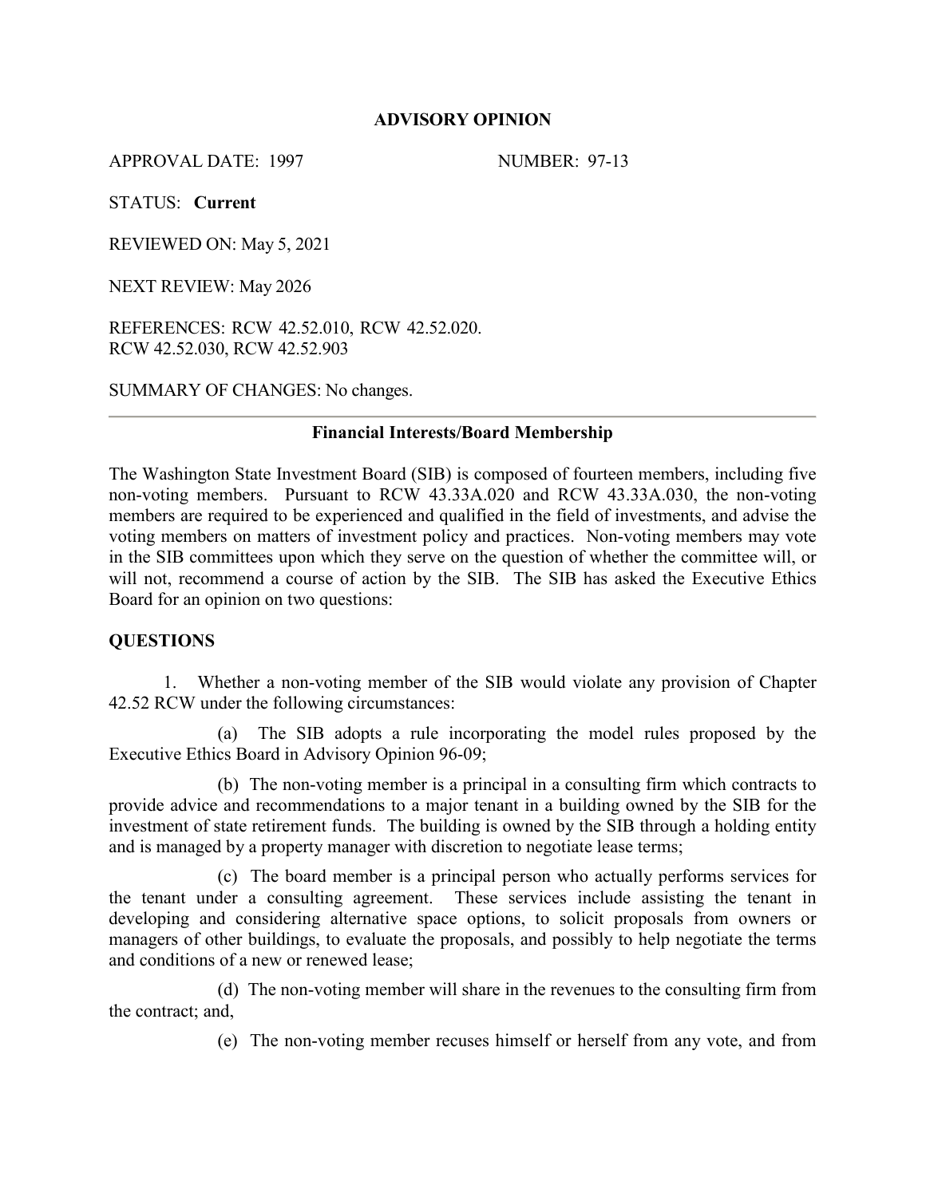# ADVISORY OPINION

APPROVAL DATE: 1997 NUMBER: 97-13

STATUS: **Current**

REVIEWED ON: May 5, 2021

NEXT REVIEW: May 2026

REFERENCES: RCW 42.52.010, RCW 42.52.020.
RCW 42.52.030, RCW 42.52.903

SUMMARY OF CHANGES: No changes.

---

## Financial Interests/Board Membership

The Washington State Investment Board (SIB) is composed of fourteen members, including five non-voting members. Pursuant to RCW 43.33A.020 and RCW 43.33A.030, the non-voting members are required to be experienced and qualified in the field of investments, and advise the voting members on matters of investment policy and practices. Non-voting members may vote in the SIB committees upon which they serve on the question of whether the committee will, or will not, recommend a course of action by the SIB. The SIB has asked the Executive Ethics Board for an opinion on two questions:

### QUESTIONS

1. Whether a non-voting member of the SIB would violate any provision of Chapter 42.52 RCW under the following circumstances:

   (a) The SIB adopts a rule incorporating the model rules proposed by the Executive Ethics Board in Advisory Opinion 96-09;

   (b) The non-voting member is a principal in a consulting firm which contracts to provide advice and recommendations to a major tenant in a building owned by the SIB for the investment of state retirement funds. The building is owned by the SIB through a holding entity and is managed by a property manager with discretion to negotiate lease terms;

   (c) The board member is a principal person who actually performs services for the tenant under a consulting agreement. These services include assisting the tenant in developing and considering alternative space options, to solicit proposals from owners or managers of other buildings, to evaluate the proposals, and possibly to help negotiate the terms and conditions of a new or renewed lease;

   (d) The non-voting member will share in the revenues to the consulting firm from the contract; and,

   (e) The non-voting member recuses himself or herself from any vote, and from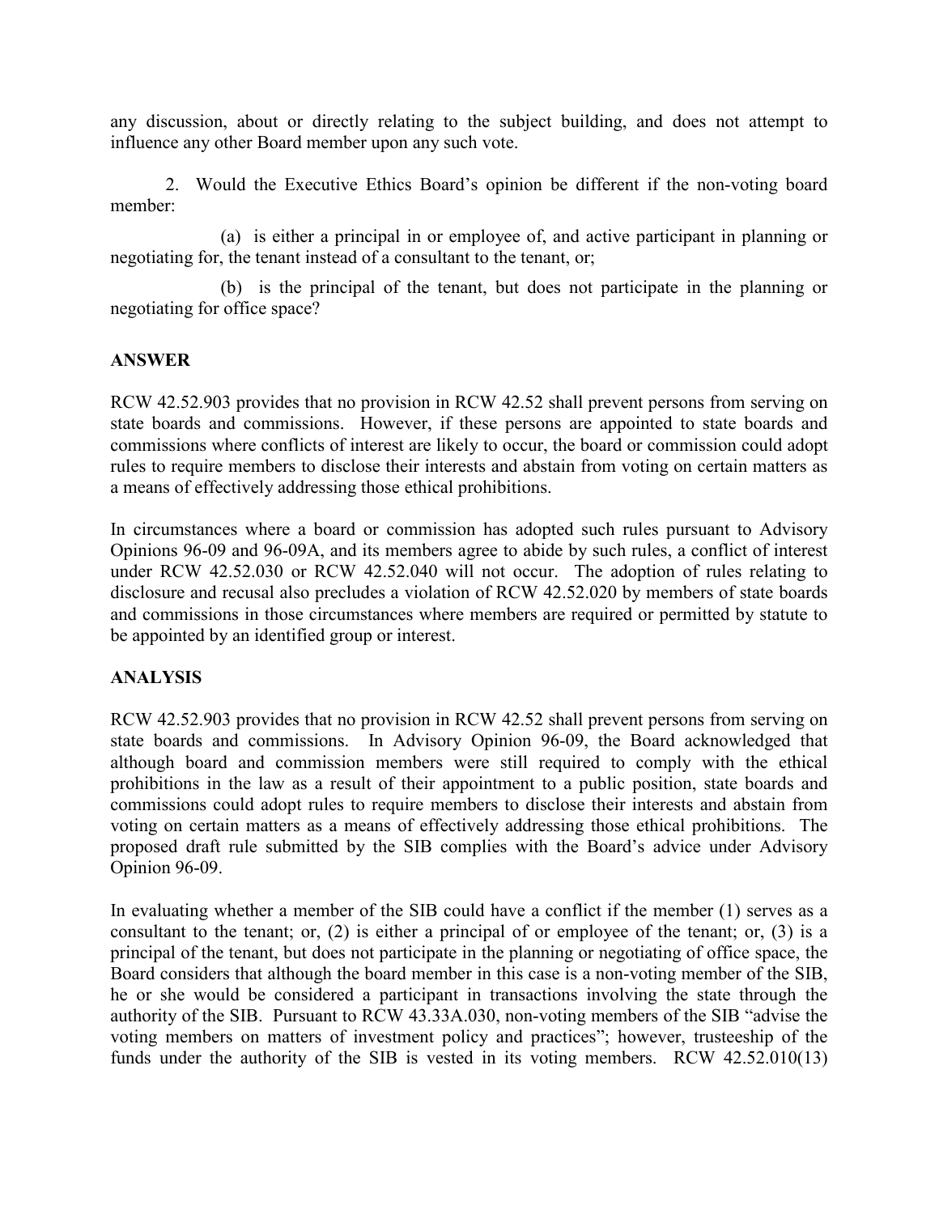any discussion, about or directly relating to the subject building, and does not attempt to influence any other Board member upon any such vote.

2. Would the Executive Ethics Board's opinion be different if the non-voting board member:

(a) is either a principal in or employee of, and active participant in planning or negotiating for, the tenant instead of a consultant to the tenant, or;

(b) is the principal of the tenant, but does not participate in the planning or negotiating for office space?

**ANSWER**

RCW 42.52.903 provides that no provision in RCW 42.52 shall prevent persons from serving on state boards and commissions. However, if these persons are appointed to state boards and commissions where conflicts of interest are likely to occur, the board or commission could adopt rules to require members to disclose their interests and abstain from voting on certain matters as a means of effectively addressing those ethical prohibitions.

In circumstances where a board or commission has adopted such rules pursuant to Advisory Opinions 96-09 and 96-09A, and its members agree to abide by such rules, a conflict of interest under RCW 42.52.030 or RCW 42.52.040 will not occur. The adoption of rules relating to disclosure and recusal also precludes a violation of RCW 42.52.020 by members of state boards and commissions in those circumstances where members are required or permitted by statute to be appointed by an identified group or interest.

**ANALYSIS**

RCW 42.52.903 provides that no provision in RCW 42.52 shall prevent persons from serving on state boards and commissions. In Advisory Opinion 96-09, the Board acknowledged that although board and commission members were still required to comply with the ethical prohibitions in the law as a result of their appointment to a public position, state boards and commissions could adopt rules to require members to disclose their interests and abstain from voting on certain matters as a means of effectively addressing those ethical prohibitions. The proposed draft rule submitted by the SIB complies with the Board's advice under Advisory Opinion 96-09.

In evaluating whether a member of the SIB could have a conflict if the member (1) serves as a consultant to the tenant; or, (2) is either a principal of or employee of the tenant; or, (3) is a principal of the tenant, but does not participate in the planning or negotiating of office space, the Board considers that although the board member in this case is a non-voting member of the SIB, he or she would be considered a participant in transactions involving the state through the authority of the SIB. Pursuant to RCW 43.33A.030, non-voting members of the SIB "advise the voting members on matters of investment policy and practices"; however, trusteeship of the funds under the authority of the SIB is vested in its voting members. RCW 42.52.010(13)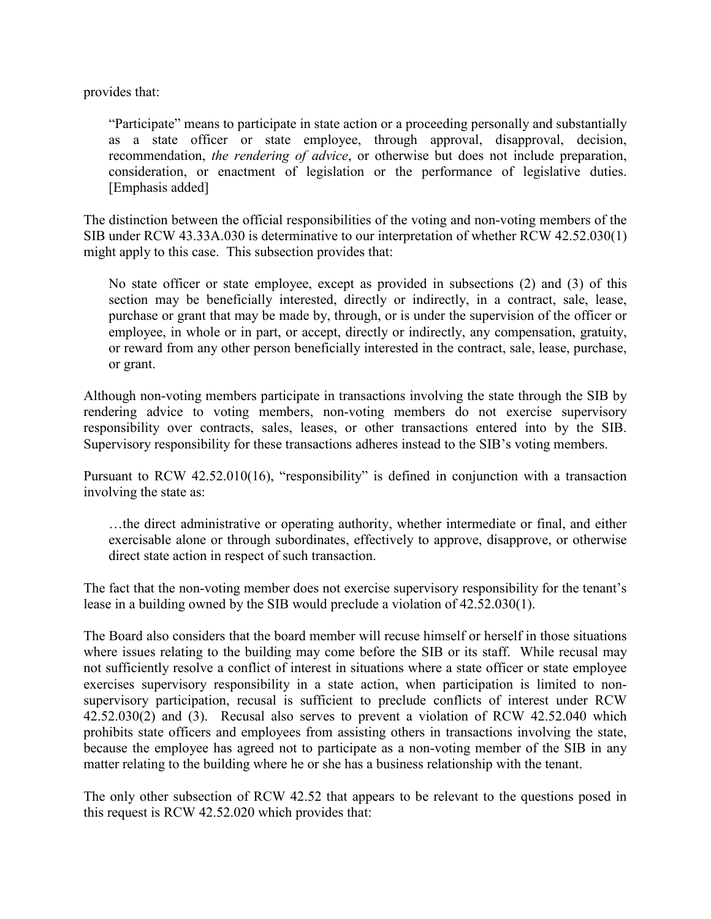provides that:

> "Participate" means to participate in state action or a proceeding personally and substantially as a state officer or state employee, through approval, disapproval, decision, recommendation, *the rendering of advice*, or otherwise but does not include preparation, consideration, or enactment of legislation or the performance of legislative duties. [Emphasis added]

The distinction between the official responsibilities of the voting and non-voting members of the SIB under RCW 43.33A.030 is determinative to our interpretation of whether RCW 42.52.030(1) might apply to this case. This subsection provides that:

> No state officer or state employee, except as provided in subsections (2) and (3) of this section may be beneficially interested, directly or indirectly, in a contract, sale, lease, purchase or grant that may be made by, through, or is under the supervision of the officer or employee, in whole or in part, or accept, directly or indirectly, any compensation, gratuity, or reward from any other person beneficially interested in the contract, sale, lease, purchase, or grant.

Although non-voting members participate in transactions involving the state through the SIB by rendering advice to voting members, non-voting members do not exercise supervisory responsibility over contracts, sales, leases, or other transactions entered into by the SIB. Supervisory responsibility for these transactions adheres instead to the SIB's voting members.

Pursuant to RCW 42.52.010(16), "responsibility" is defined in conjunction with a transaction involving the state as:

> …the direct administrative or operating authority, whether intermediate or final, and either exercisable alone or through subordinates, effectively to approve, disapprove, or otherwise direct state action in respect of such transaction.

The fact that the non-voting member does not exercise supervisory responsibility for the tenant's lease in a building owned by the SIB would preclude a violation of 42.52.030(1).

The Board also considers that the board member will recuse himself or herself in those situations where issues relating to the building may come before the SIB or its staff. While recusal may not sufficiently resolve a conflict of interest in situations where a state officer or state employee exercises supervisory responsibility in a state action, when participation is limited to non-supervisory participation, recusal is sufficient to preclude conflicts of interest under RCW 42.52.030(2) and (3). Recusal also serves to prevent a violation of RCW 42.52.040 which prohibits state officers and employees from assisting others in transactions involving the state, because the employee has agreed not to participate as a non-voting member of the SIB in any matter relating to the building where he or she has a business relationship with the tenant.

The only other subsection of RCW 42.52 that appears to be relevant to the questions posed in this request is RCW 42.52.020 which provides that: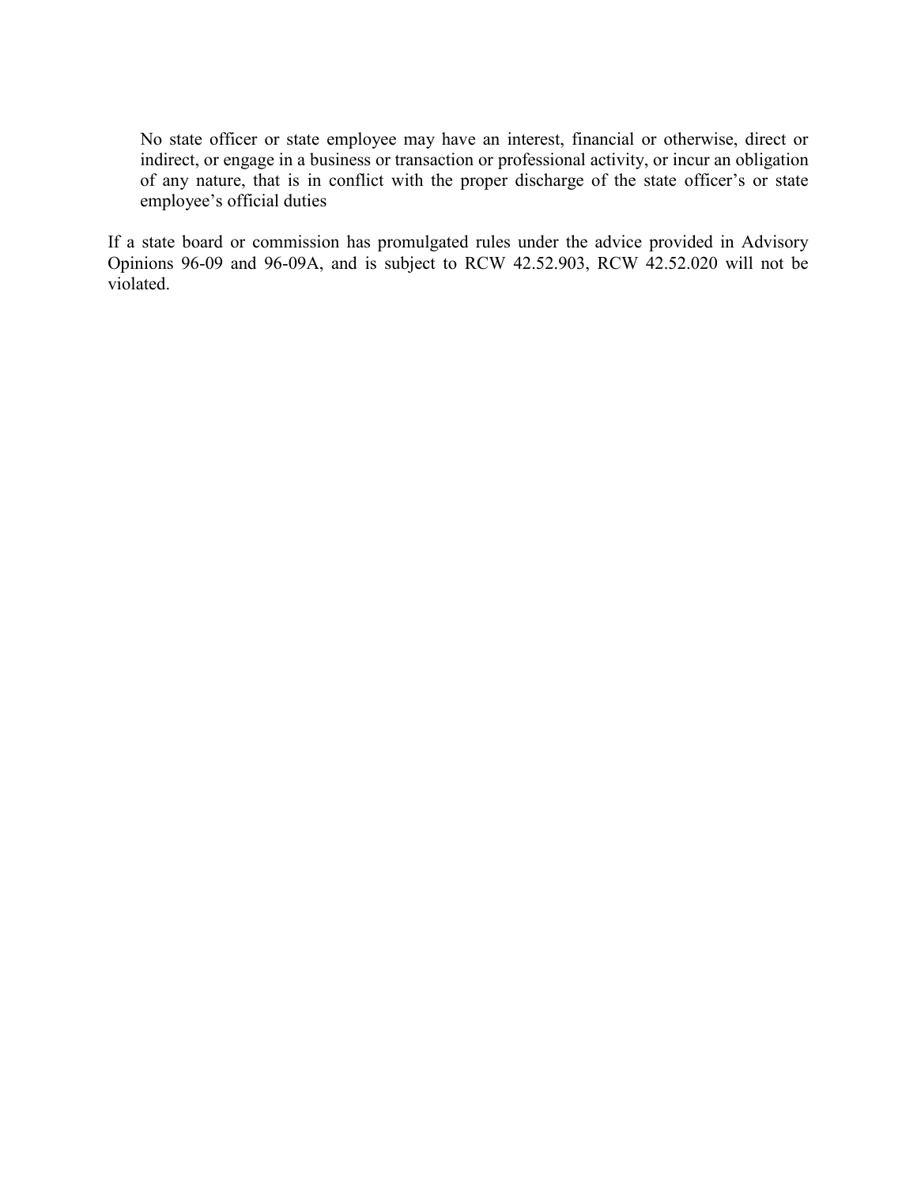> No state officer or state employee may have an interest, financial or otherwise, direct or indirect, or engage in a business or transaction or professional activity, or incur an obligation of any nature, that is in conflict with the proper discharge of the state officer's or state employee's official duties

If a state board or commission has promulgated rules under the advice provided in Advisory Opinions 96-09 and 96-09A, and is subject to RCW 42.52.903, RCW 42.52.020 will not be violated.